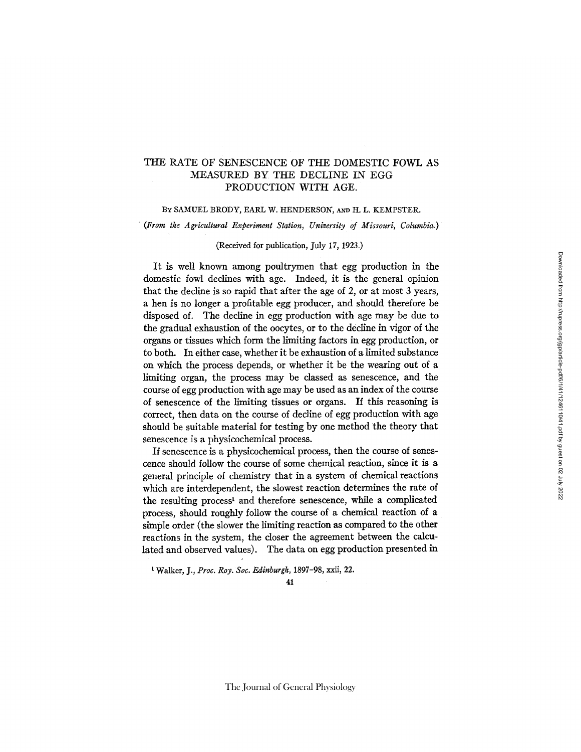# THE RATE OF SENESCENCE OF THE DOMESTIC FOWL AS MEASURED BY THE DECLINE IN EGG PRODUCTION WITH AGE.

BY SAMUEL BRODY, EARL W. HENDERSON, AND H. L. KEMPSTER.

(*From the Agricultural Experiment Station, University of Missouri, Columbia.*)

(Received for publication, July 17, 1923.)

It is well known among poultrymen that egg production in the domestic fowl declines with age. Indeed, it is the general opinion that the decline is so rapid that after the age of 2, or at most 3 years, a hen is no longer a profitable egg producer, and should therefore be disposed of. The decline in egg production with age may be due to the gradual exhaustion of the oocytes, or to the decline in vigor of the organs or tissues which form the limiting factors in egg production, or to both. In either case, whether it be exhaustion of a limited substance on which the process depends, or whether it be the wearing out of a limiting organ, the process may be classed as senescence, and the course of egg production with age may be used as an index of the course of senescence of the limiting tissues or organs. If this reasoning is correct, then data on the course of decline of egg production with age should be suitable material for testing by one method the theory that senescence is a physicochemical process.

If senescence is a physicochemical process, then the course of senescence should follow the course of some chemical reaction, since it is a general principle of chemistry that in a system of chemical reactions which are interdependent, the slowest reaction determines the rate of the resulting process[1] and therefore senescence, while a complicated process, should roughly follow the course of a chemical reaction of a simple order (the slower the limiting reaction as compared to the other reactions in the system, the closer the agreement between the calculated and observed values). The data on egg production presented in

[1] Walker, J., *Proc. Roy. Soc. Edinburgh*, 1897–98, xxii, 22.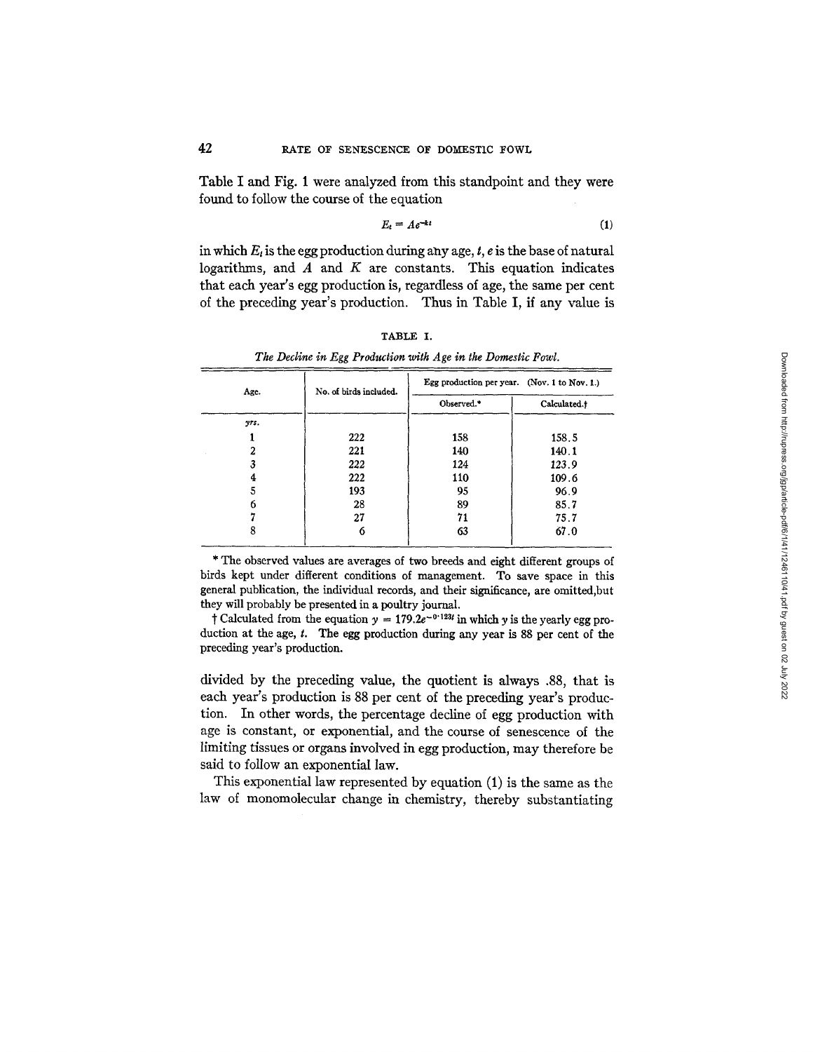Table I and Fig. 1 were analyzed from this standpoint and they were found to follow the course of the equation

$$E_t = Ae^{-kt} \tag{1}$$

in which $E_t$ is the egg production during any age, $t$, $e$ is the base of natural logarithms, and $A$ and $K$ are constants. This equation indicates that each year's egg production is, regardless of age, the same per cent of the preceding year's production. Thus in Table I, if any value is

TABLE I.

*The Decline in Egg Production with Age in the Domestic Fowl.*

| Age. | No. of birds included. | Egg production per year. (Nov. 1 to Nov. 1.) | |
|---|---|---|---|
| | | Observed.* | Calculated.† |
| *yrs.* | | | |
| 1 | 222 | 158 | 158.5 |
| 2 | 221 | 140 | 140.1 |
| 3 | 222 | 124 | 123.9 |
| 4 | 222 | 110 | 109.6 |
| 5 | 193 | 95 | 96.9 |
| 6 | 28 | 89 | 85.7 |
| 7 | 27 | 71 | 75.7 |
| 8 | 6 | 63 | 67.0 |

\* The observed values are averages of two breeds and eight different groups of birds kept under different conditions of management. To save space in this general publication, the individual records, and their significance, are omitted, but they will probably be presented in a poultry journal.

† Calculated from the equation $y = 179.2e^{-0.123t}$ in which $y$ is the yearly egg production at the age, $t$. The egg production during any year is 88 per cent of the preceding year's production.

divided by the preceding value, the quotient is always .88, that is each year's production is 88 per cent of the preceding year's production. In other words, the percentage decline of egg production with age is constant, or exponential, and the course of senescence of the limiting tissues or organs involved in egg production, may therefore be said to follow an exponential law.

This exponential law represented by equation (1) is the same as the law of monomolecular change in chemistry, thereby substantiating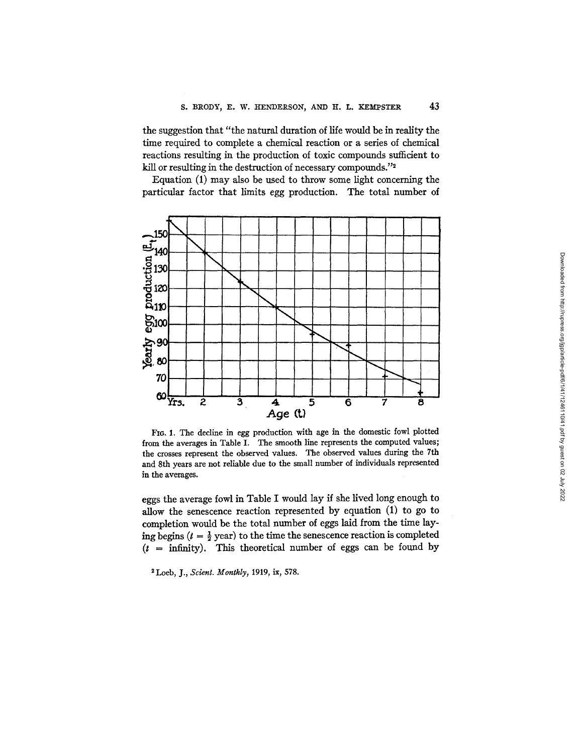the suggestion that "the natural duration of life would be in reality the time required to complete a chemical reaction or a series of chemical reactions resulting in the production of toxic compounds sufficient to kill or resulting in the destruction of necessary compounds."[2]

Equation (1) may also be used to throw some light concerning the particular factor that limits egg production. The total number of

FIG. 1. The decline in egg production with age in the domestic fowl plotted from the averages in Table I. The smooth line represents the computed values; the crosses represent the observed values. The observed values during the 7th and 8th years are not reliable due to the small number of individuals represented in the averages.

eggs the average fowl in Table I would lay if she lived long enough to allow the senescence reaction represented by equation (1) to go to completion would be the total number of eggs laid from the time laying begins ($t = \frac{1}{2}$ year) to the time the senescence reaction is completed ($t$ = infinity). This theoretical number of eggs can be found by

[2] Loeb, J., *Scient. Monthly*, 1919, ix, 578.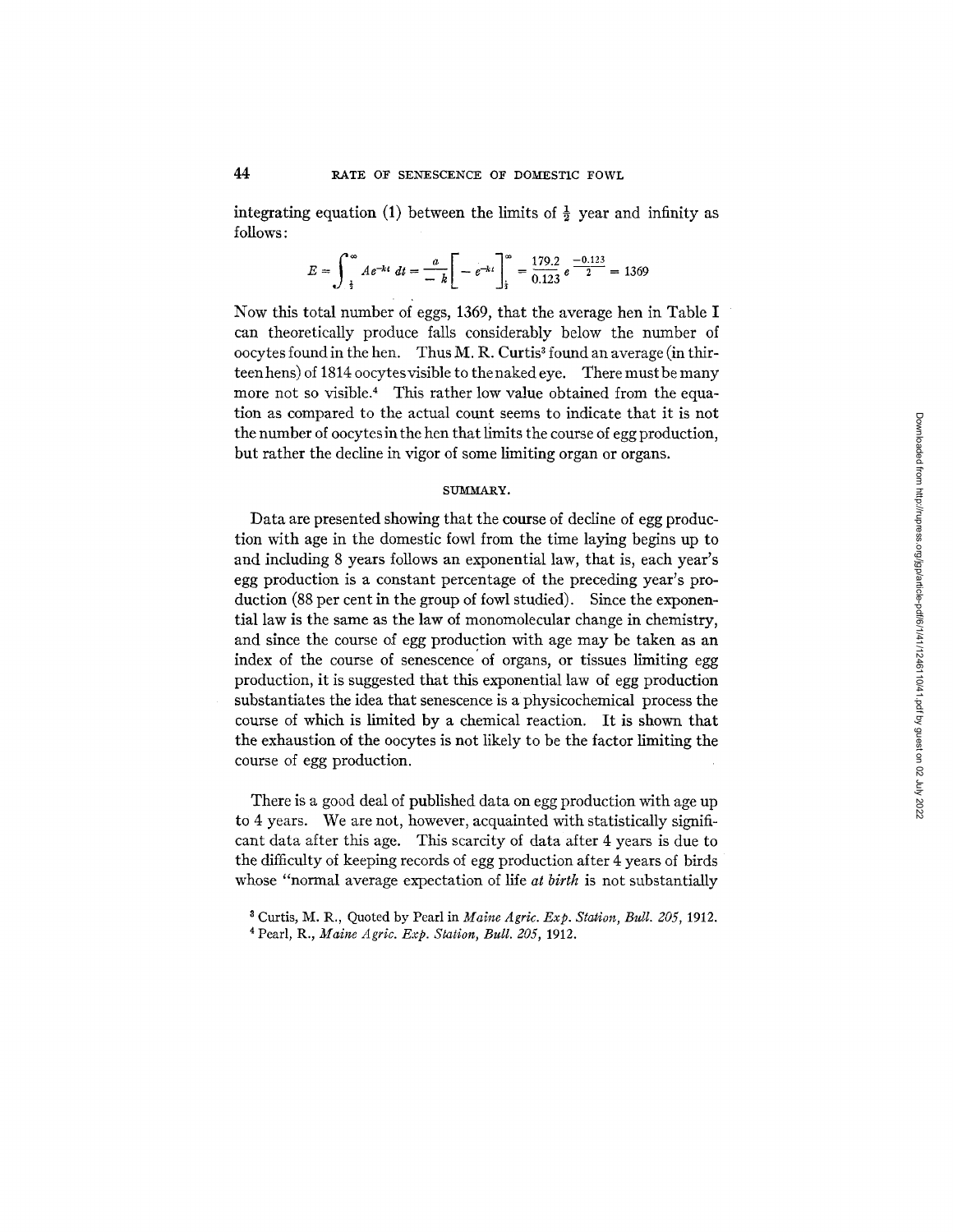integrating equation (1) between the limits of $\frac{1}{2}$ year and infinity as follows:

$$E = \int_{\frac{1}{2}}^{\infty} Ae^{-kt}\, dt = \frac{a}{-k}\left[-e^{-kt}\right]_{\frac{1}{2}}^{\infty} = \frac{179.2}{0.123} e^{\frac{-0.123}{2}} = 1369$$

Now this total number of eggs, 1369, that the average hen in Table I can theoretically produce falls considerably below the number of oocytes found in the hen. Thus M. R. Curtis[3] found an average (in thirteen hens) of 1814 oocytes visible to the naked eye. There must be many more not so visible.[4] This rather low value obtained from the equation as compared to the actual count seems to indicate that it is not the number of oocytes in the hen that limits the course of egg production, but rather the decline in vigor of some limiting organ or organs.

## SUMMARY.

Data are presented showing that the course of decline of egg production with age in the domestic fowl from the time laying begins up to and including 8 years follows an exponential law, that is, each year's egg production is a constant percentage of the preceding year's production (88 per cent in the group of fowl studied). Since the exponential law is the same as the law of monomolecular change in chemistry, and since the course of egg production with age may be taken as an index of the course of senescence of organs, or tissues limiting egg production, it is suggested that this exponential law of egg production substantiates the idea that senescence is a physicochemical process the course of which is limited by a chemical reaction. It is shown that the exhaustion of the oocytes is not likely to be the factor limiting the course of egg production.

There is a good deal of published data on egg production with age up to 4 years. We are not, however, acquainted with statistically significant data after this age. This scarcity of data after 4 years is due to the difficulty of keeping records of egg production after 4 years of birds whose "normal average expectation of life *at birth* is not substantially

[3] Curtis, M. R., Quoted by Pearl in *Maine Agric. Exp. Station, Bull. 205*, 1912.

[4] Pearl, R., *Maine Agric. Exp. Station, Bull. 205*, 1912.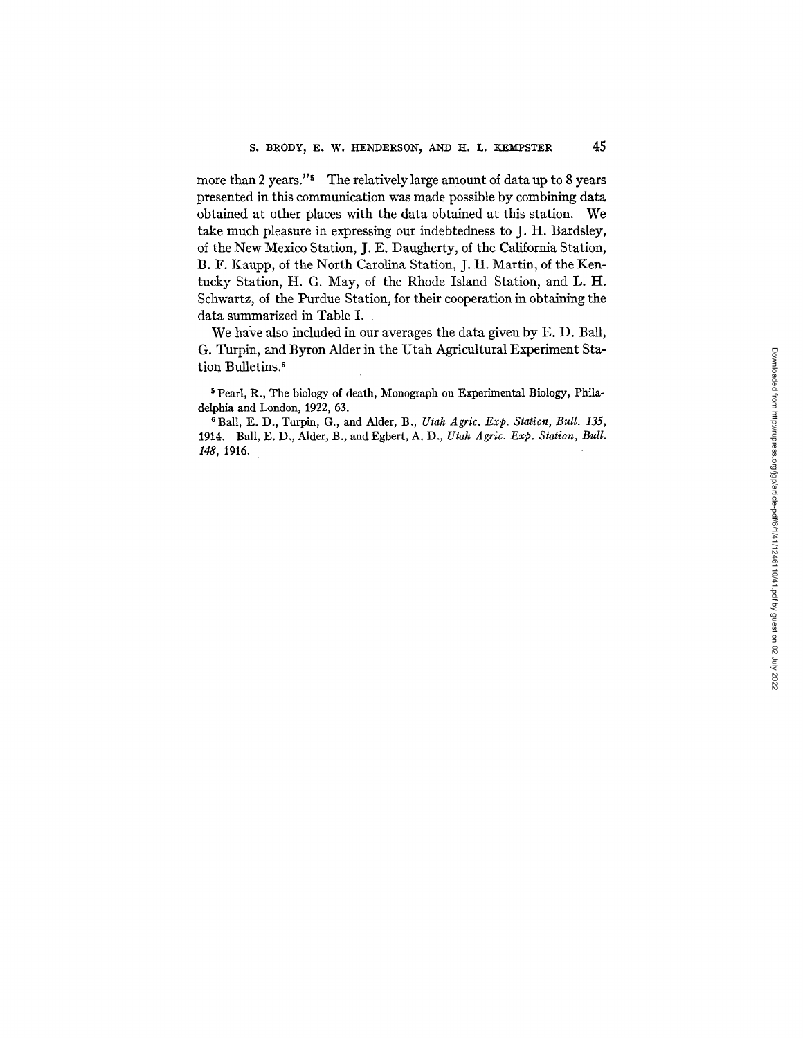more than 2 years."[5] The relatively large amount of data up to 8 years presented in this communication was made possible by combining data obtained at other places with the data obtained at this station. We take much pleasure in expressing our indebtedness to J. H. Bardsley, of the New Mexico Station, J. E. Daugherty, of the California Station, B. F. Kaupp, of the North Carolina Station, J. H. Martin, of the Kentucky Station, H. G. May, of the Rhode Island Station, and L. H. Schwartz, of the Purdue Station, for their cooperation in obtaining the data summarized in Table I.

We have also included in our averages the data given by E. D. Ball, G. Turpin, and Byron Alder in the Utah Agricultural Experiment Station Bulletins.[6]

[5] Pearl, R., The biology of death, Monograph on Experimental Biology, Philadelphia and London, 1922, 63.

[6] Ball, E. D., Turpin, G., and Alder, B., *Utah Agric. Exp. Station, Bull. 135*, 1914. Ball, E. D., Alder, B., and Egbert, A. D., *Utah Agric. Exp. Station, Bull. 148*, 1916.